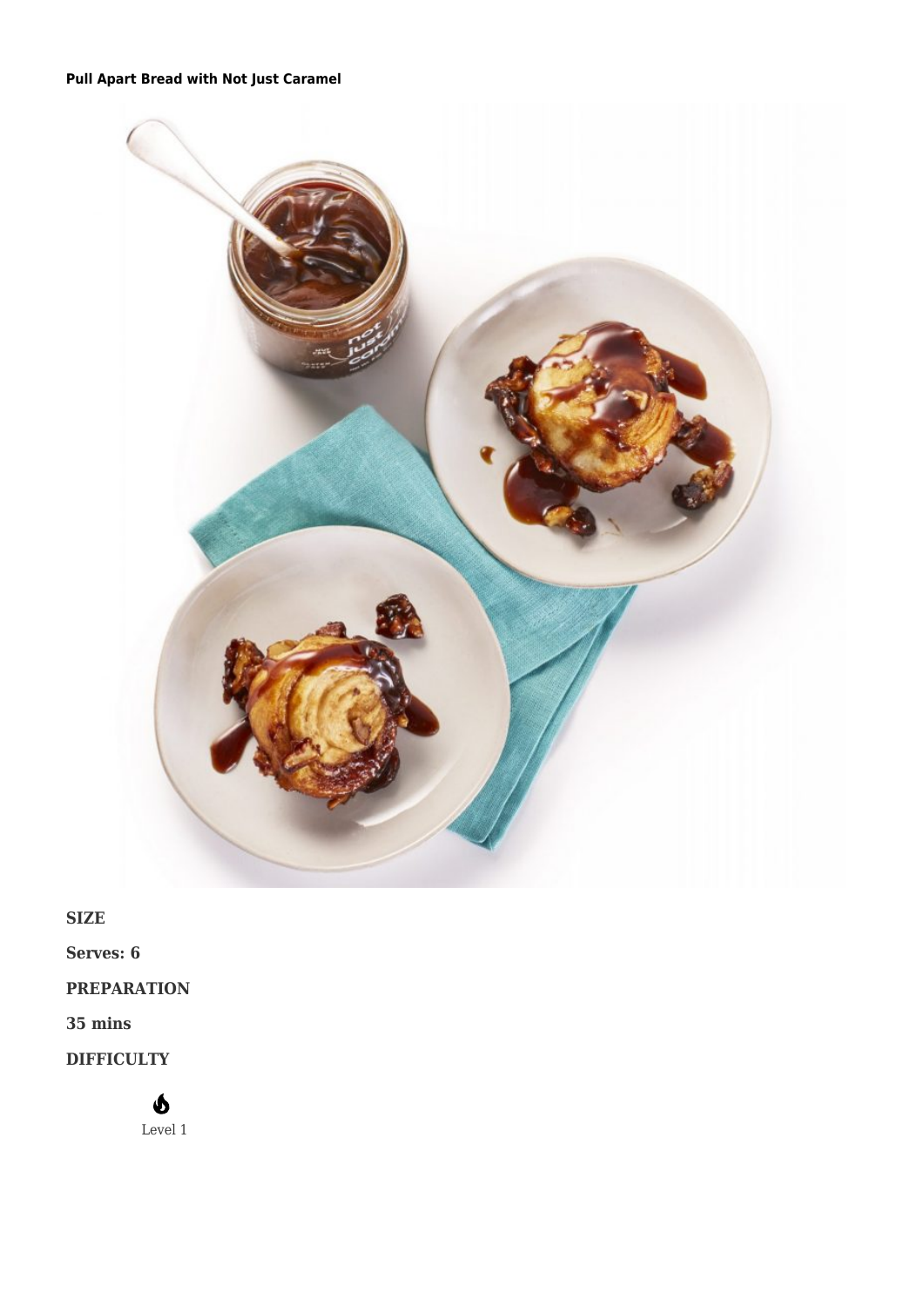**Pull Apart Bread with Not Just Caramel**

**SIZE**

**Serves: 6**

**PREPARATION**

**35 mins**

**DIFFICULTY**

Level 1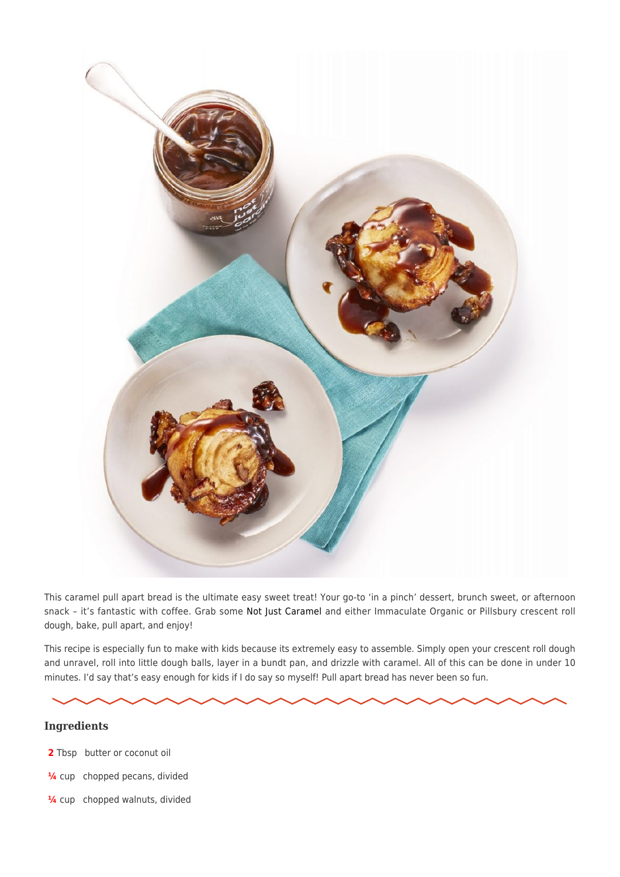This caramel pull apart bread is the ultimate easy sweet treat! Your go-to 'in a pinch' dessert, brunch sweet, or afternoon snack – it's fantastic with coffee. Grab some Not Just Caramel and either Immaculate Organic or Pillsbury crescent roll dough, bake, pull apart, and enjoy!

This recipe is especially fun to make with kids because its extremely easy to assemble. Simply open your crescent roll dough and unravel, roll into little dough balls, layer in a bundt pan, and drizzle with caramel. All of this can be done in under 10 minutes. I'd say that's easy enough for kids if I do say so myself! Pull apart bread has never been so fun.

### Ingredients

- **2** Tbsp butter or coconut oil
- **¼** cup chopped pecans, divided
- **¼** cup chopped walnuts, divided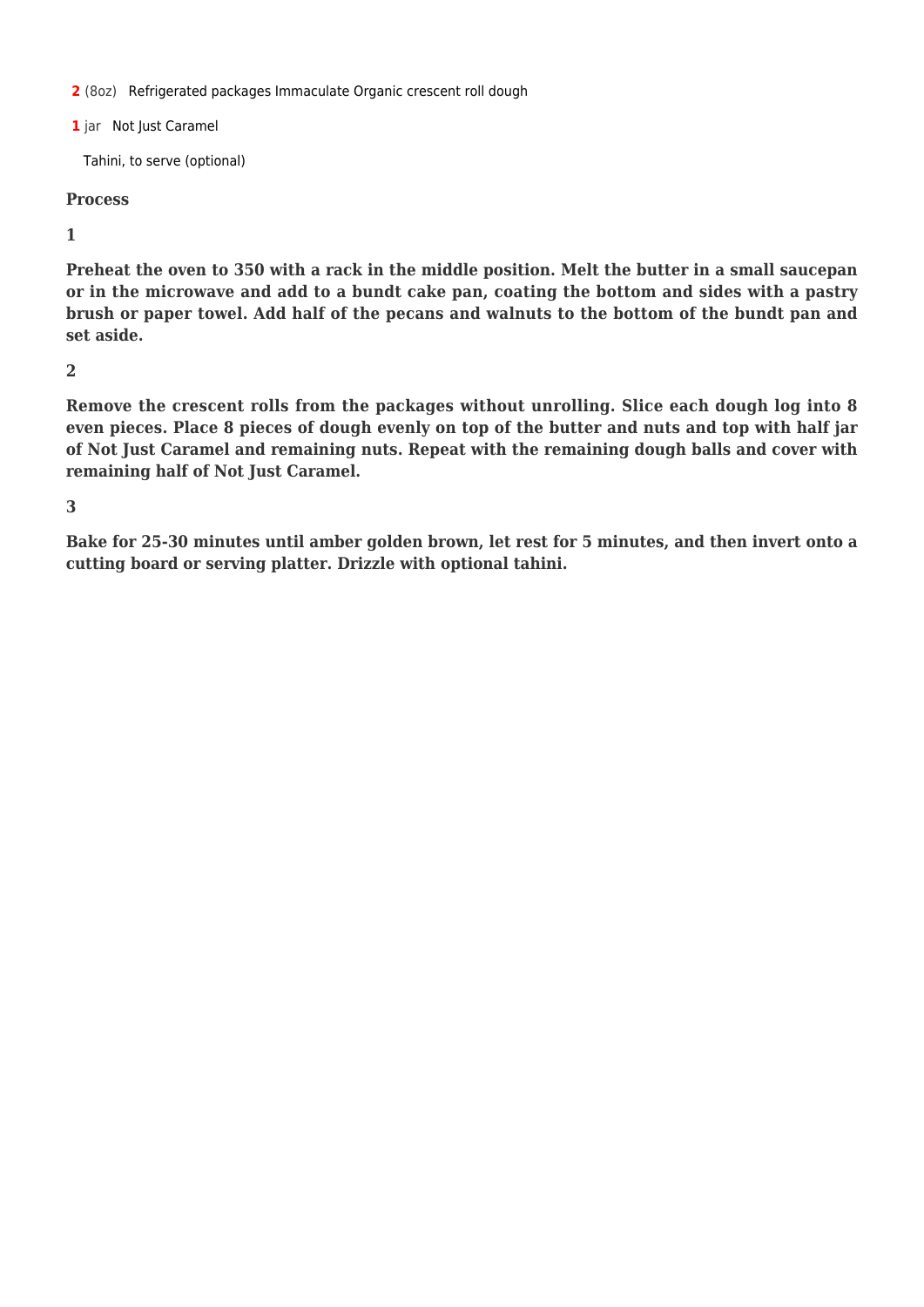- **2** (8oz) Refrigerated packages Immaculate Organic crescent roll dough
- **1** jar Not Just Caramel
- Tahini, to serve (optional)

**Process**

**1**

**Preheat the oven to 350 with a rack in the middle position. Melt the butter in a small saucepan or in the microwave and add to a bundt cake pan, coating the bottom and sides with a pastry brush or paper towel. Add half of the pecans and walnuts to the bottom of the bundt pan and set aside.**

**2**

**Remove the crescent rolls from the packages without unrolling. Slice each dough log into 8 even pieces. Place 8 pieces of dough evenly on top of the butter and nuts and top with half jar of Not Just Caramel and remaining nuts. Repeat with the remaining dough balls and cover with remaining half of Not Just Caramel.**

**3**

**Bake for 25-30 minutes until amber golden brown, let rest for 5 minutes, and then invert onto a cutting board or serving platter. Drizzle with optional tahini.**